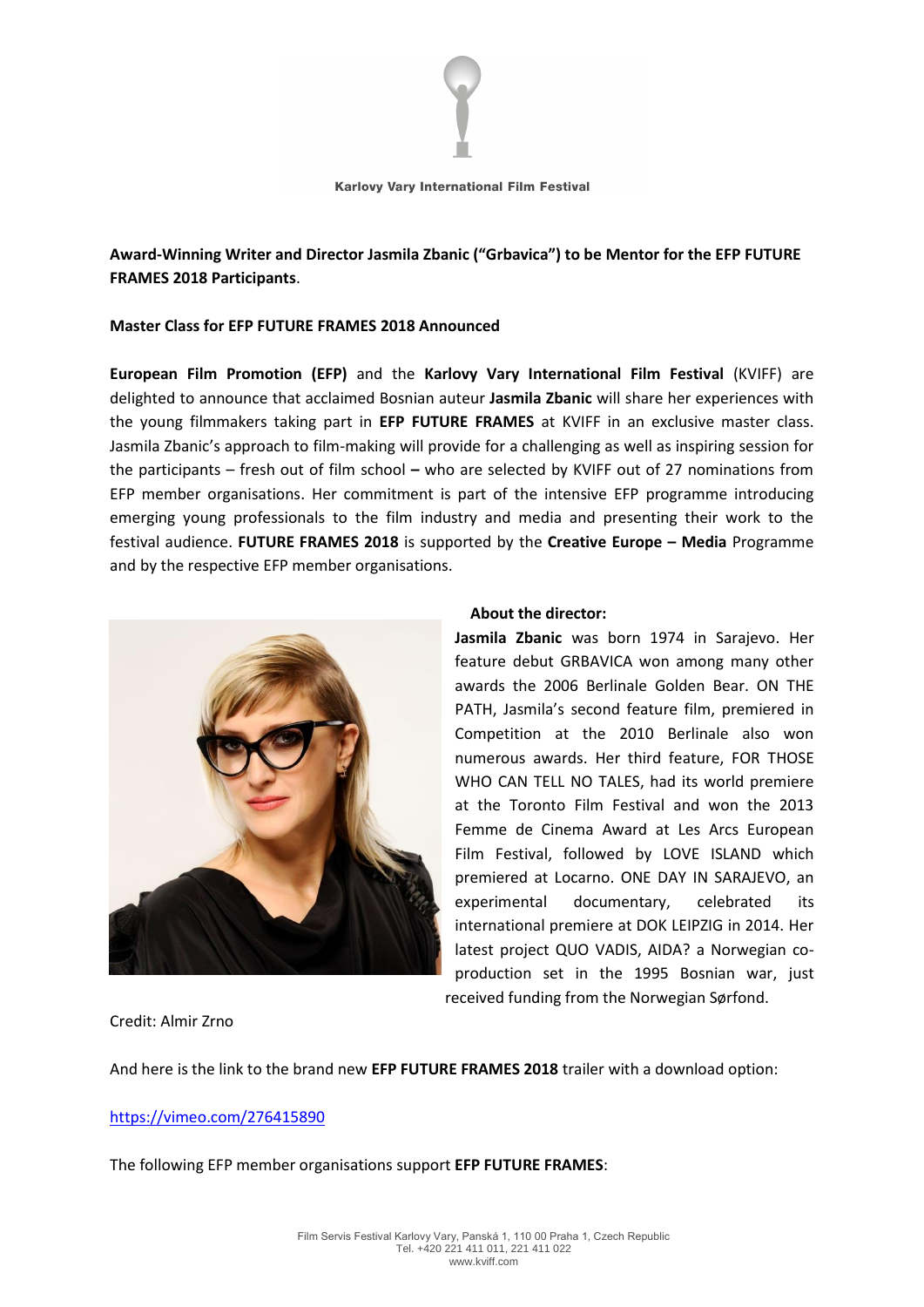Karlovy Vary International Film Festival

**Award-Winning Writer and Director Jasmila Zbanic ("Grbavica") to be Mentor for the EFP FUTURE FRAMES 2018 Participants**.

**Master Class for EFP FUTURE FRAMES 2018 Announced**

**European Film Promotion (EFP)** and the **Karlovy Vary International Film Festival** (KVIFF) are delighted to announce that acclaimed Bosnian auteur **Jasmila Zbanic** will share her experiences with the young filmmakers taking part in **EFP FUTURE FRAMES** at KVIFF in an exclusive master class. Jasmila Zbanic's approach to film-making will provide for a challenging as well as inspiring session for the participants – fresh out of film school **–** who are selected by KVIFF out of 27 nominations from EFP member organisations. Her commitment is part of the intensive EFP programme introducing emerging young professionals to the film industry and media and presenting their work to the festival audience. **FUTURE FRAMES 2018** is supported by the **Creative Europe – Media** Programme and by the respective EFP member organisations.

**About the director:**

**Jasmila Zbanic** was born 1974 in Sarajevo. Her feature debut GRBAVICA won among many other awards the 2006 Berlinale Golden Bear. ON THE PATH, Jasmila's second feature film, premiered in Competition at the 2010 Berlinale also won numerous awards. Her third feature, FOR THOSE WHO CAN TELL NO TALES, had its world premiere at the Toronto Film Festival and won the 2013 Femme de Cinema Award at Les Arcs European Film Festival, followed by LOVE ISLAND which premiered at Locarno. ONE DAY IN SARAJEVO, an experimental documentary, celebrated its international premiere at DOK LEIPZIG in 2014. Her latest project QUO VADIS, AIDA? a Norwegian co-production set in the 1995 Bosnian war, just received funding from the Norwegian Sørfond.

Credit: Almir Zrno

And here is the link to the brand new **EFP FUTURE FRAMES 2018** trailer with a download option:

https://vimeo.com/276415890

The following EFP member organisations support **EFP FUTURE FRAMES**: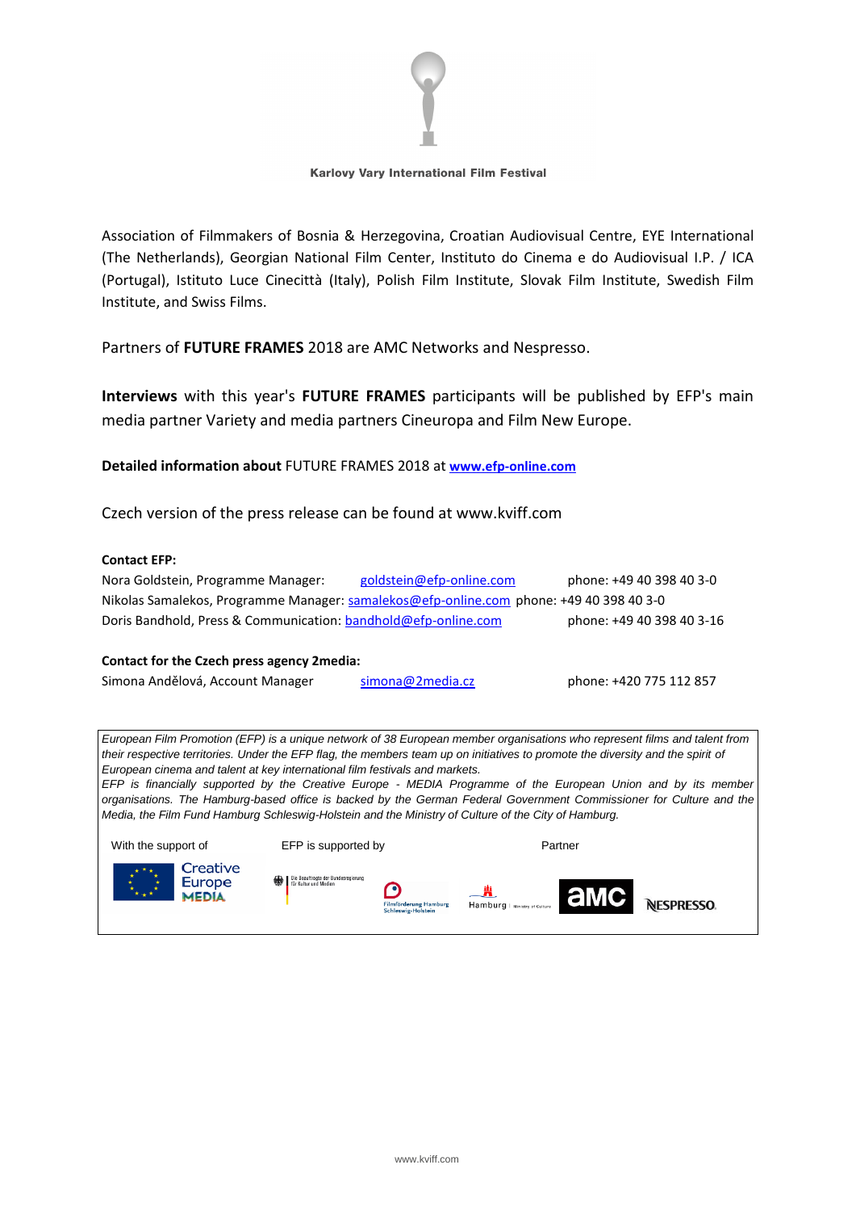Karlovy Vary International Film Festival

Association of Filmmakers of Bosnia & Herzegovina, Croatian Audiovisual Centre, EYE International (The Netherlands), Georgian National Film Center, Instituto do Cinema e do Audiovisual I.P. / ICA (Portugal), Istituto Luce Cinecittà (Italy), Polish Film Institute, Slovak Film Institute, Swedish Film Institute, and Swiss Films.

Partners of **FUTURE FRAMES** 2018 are AMC Networks and Nespresso.

**Interviews** with this year's **FUTURE FRAMES** participants will be published by EFP's main media partner Variety and media partners Cineuropa and Film New Europe.

**Detailed information about** FUTURE FRAMES 2018 at **www.efp-online.com**

Czech version of the press release can be found at www.kviff.com

**Contact EFP:**

Nora Goldstein, Programme Manager: goldstein@efp-online.com phone: +49 40 398 40 3-0
Nikolas Samalekos, Programme Manager: samalekos@efp-online.com phone: +49 40 398 40 3-0
Doris Bandhold, Press & Communication: bandhold@efp-online.com phone: +49 40 398 40 3-16

**Contact for the Czech press agency 2media:**

Simona Andělová, Account Manager simona@2media.cz phone: +420 775 112 857

*European Film Promotion (EFP) is a unique network of 38 European member organisations who represent films and talent from their respective territories. Under the EFP flag, the members team up on initiatives to promote the diversity and the spirit of European cinema and talent at key international film festivals and markets.*
*EFP is financially supported by the Creative Europe - MEDIA Programme of the European Union and by its member organisations. The Hamburg-based office is backed by the German Federal Government Commissioner for Culture and the Media, the Film Fund Hamburg Schleswig-Holstein and the Ministry of Culture of the City of Hamburg.*

With the support of — EFP is supported by — Partner